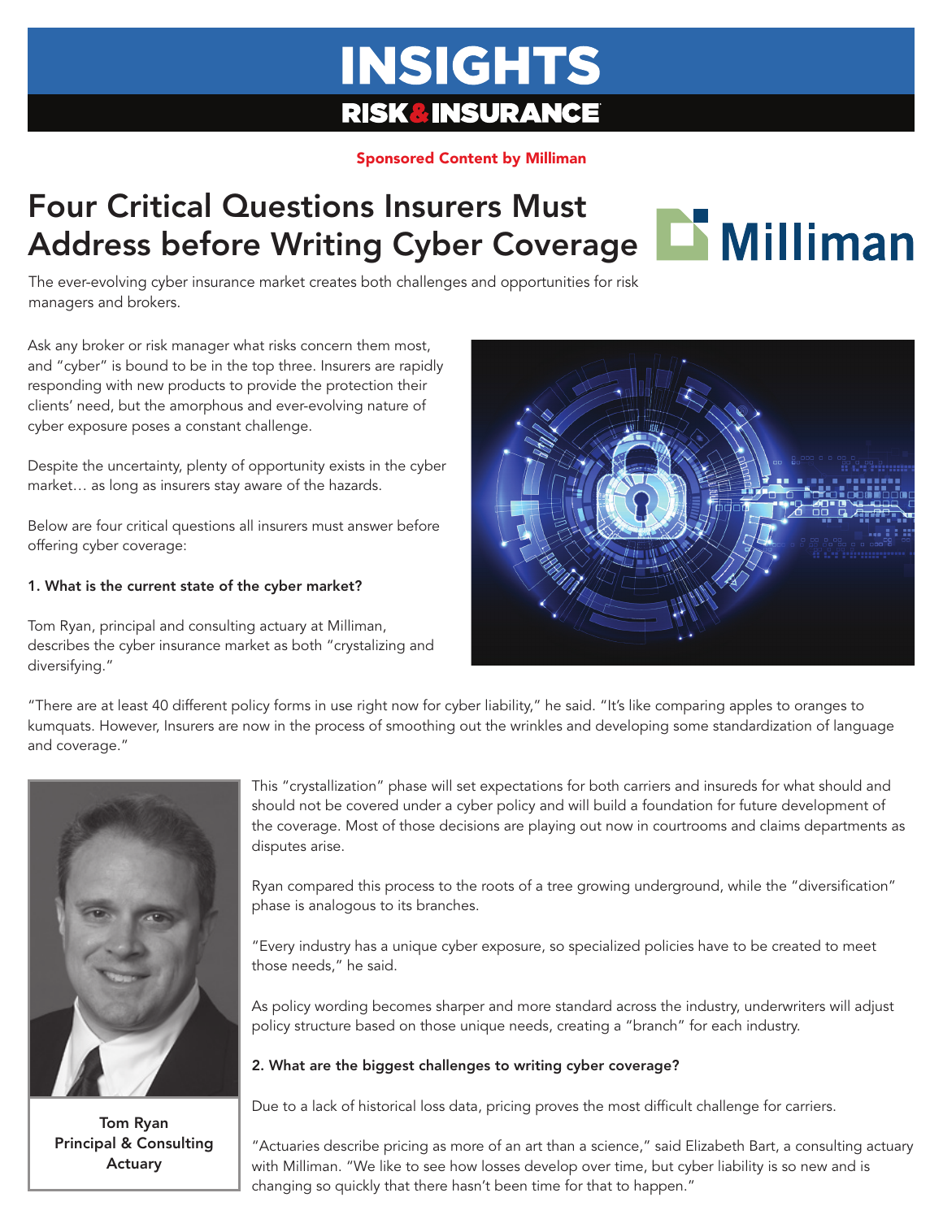# INSIGHTS

## RISK & INSURANCE

Sponsored Content by Milliman

# Four Critical Questions Insurers Must Address before Writing Cyber Coverage

Milliman

The ever-evolving cyber insurance market creates both challenges and opportunities for risk managers and brokers.

Ask any broker or risk manager what risks concern them most, and "cyber" is bound to be in the top three. Insurers are rapidly responding with new products to provide the protection their clients' need, but the amorphous and ever-evolving nature of cyber exposure poses a constant challenge.

Despite the uncertainty, plenty of opportunity exists in the cyber market… as long as insurers stay aware of the hazards.

Below are four critical questions all insurers must answer before offering cyber coverage:

**1. What is the current state of the cyber market?**

Tom Ryan, principal and consulting actuary at Milliman, describes the cyber insurance market as both "crystalizing and diversifying."

"There are at least 40 different policy forms in use right now for cyber liability," he said. "It's like comparing apples to oranges to kumquats. However, Insurers are now in the process of smoothing out the wrinkles and developing some standardization of language and coverage."

**Tom Ryan**
**Principal & Consulting Actuary**

This "crystallization" phase will set expectations for both carriers and insureds for what should and should not be covered under a cyber policy and will build a foundation for future development of the coverage. Most of those decisions are playing out now in courtrooms and claims departments as disputes arise.

Ryan compared this process to the roots of a tree growing underground, while the "diversification" phase is analogous to its branches.

"Every industry has a unique cyber exposure, so specialized policies have to be created to meet those needs," he said.

As policy wording becomes sharper and more standard across the industry, underwriters will adjust policy structure based on those unique needs, creating a "branch" for each industry.

**2. What are the biggest challenges to writing cyber coverage?**

Due to a lack of historical loss data, pricing proves the most difficult challenge for carriers.

"Actuaries describe pricing as more of an art than a science," said Elizabeth Bart, a consulting actuary with Milliman. "We like to see how losses develop over time, but cyber liability is so new and is changing so quickly that there hasn't been time for that to happen."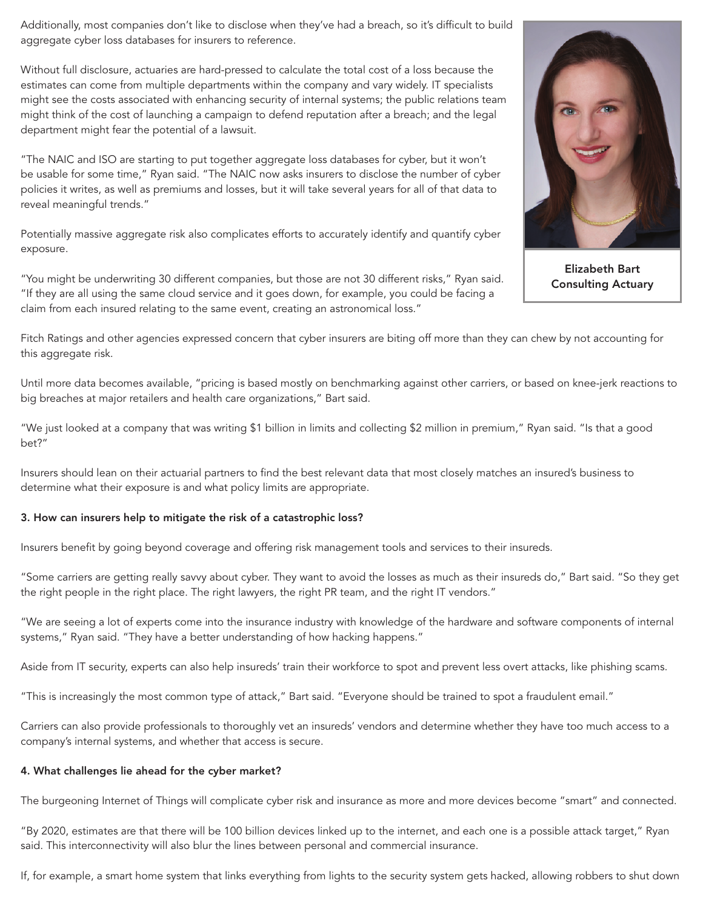Additionally, most companies don't like to disclose when they've had a breach, so it's difficult to build aggregate cyber loss databases for insurers to reference.

Without full disclosure, actuaries are hard-pressed to calculate the total cost of a loss because the estimates can come from multiple departments within the company and vary widely. IT specialists might see the costs associated with enhancing security of internal systems; the public relations team might think of the cost of launching a campaign to defend reputation after a breach; and the legal department might fear the potential of a lawsuit.

"The NAIC and ISO are starting to put together aggregate loss databases for cyber, but it won't be usable for some time," Ryan said. "The NAIC now asks insurers to disclose the number of cyber policies it writes, as well as premiums and losses, but it will take several years for all of that data to reveal meaningful trends."

Potentially massive aggregate risk also complicates efforts to accurately identify and quantify cyber exposure.

"You might be underwriting 30 different companies, but those are not 30 different risks," Ryan said. "If they are all using the same cloud service and it goes down, for example, you could be facing a claim from each insured relating to the same event, creating an astronomical loss."

**Elizabeth Bart**
**Consulting Actuary**

Fitch Ratings and other agencies expressed concern that cyber insurers are biting off more than they can chew by not accounting for this aggregate risk.

Until more data becomes available, "pricing is based mostly on benchmarking against other carriers, or based on knee-jerk reactions to big breaches at major retailers and health care organizations," Bart said.

"We just looked at a company that was writing $1 billion in limits and collecting $2 million in premium," Ryan said. "Is that a good bet?"

Insurers should lean on their actuarial partners to find the best relevant data that most closely matches an insured's business to determine what their exposure is and what policy limits are appropriate.

### 3. How can insurers help to mitigate the risk of a catastrophic loss?

Insurers benefit by going beyond coverage and offering risk management tools and services to their insureds.

"Some carriers are getting really savvy about cyber. They want to avoid the losses as much as their insureds do," Bart said. "So they get the right people in the right place. The right lawyers, the right PR team, and the right IT vendors."

"We are seeing a lot of experts come into the insurance industry with knowledge of the hardware and software components of internal systems," Ryan said. "They have a better understanding of how hacking happens."

Aside from IT security, experts can also help insureds' train their workforce to spot and prevent less overt attacks, like phishing scams.

"This is increasingly the most common type of attack," Bart said. "Everyone should be trained to spot a fraudulent email."

Carriers can also provide professionals to thoroughly vet an insureds' vendors and determine whether they have too much access to a company's internal systems, and whether that access is secure.

### 4. What challenges lie ahead for the cyber market?

The burgeoning Internet of Things will complicate cyber risk and insurance as more and more devices become "smart" and connected.

"By 2020, estimates are that there will be 100 billion devices linked up to the internet, and each one is a possible attack target," Ryan said. This interconnectivity will also blur the lines between personal and commercial insurance.

If, for example, a smart home system that links everything from lights to the security system gets hacked, allowing robbers to shut down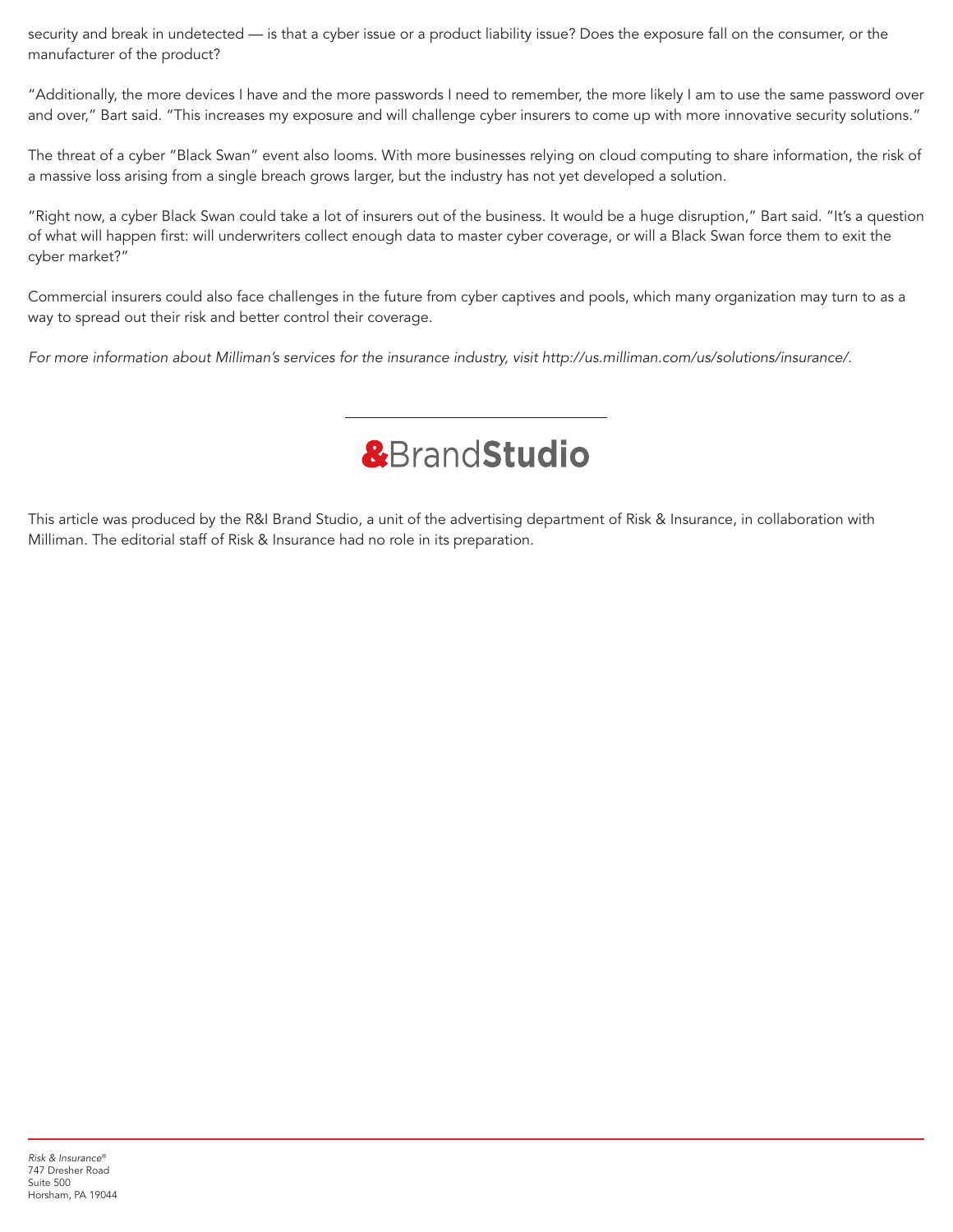security and break in undetected — is that a cyber issue or a product liability issue? Does the exposure fall on the consumer, or the manufacturer of the product?

"Additionally, the more devices I have and the more passwords I need to remember, the more likely I am to use the same password over and over," Bart said. "This increases my exposure and will challenge cyber insurers to come up with more innovative security solutions."

The threat of a cyber "Black Swan" event also looms. With more businesses relying on cloud computing to share information, the risk of a massive loss arising from a single breach grows larger, but the industry has not yet developed a solution.

"Right now, a cyber Black Swan could take a lot of insurers out of the business. It would be a huge disruption," Bart said. "It's a question of what will happen first: will underwriters collect enough data to master cyber coverage, or will a Black Swan force them to exit the cyber market?"

Commercial insurers could also face challenges in the future from cyber captives and pools, which many organization may turn to as a way to spread out their risk and better control their coverage.

*For more information about Milliman's services for the insurance industry, visit http://us.milliman.com/us/solutions/insurance/.*

---

&Brand**Studio**

This article was produced by the R&I Brand Studio, a unit of the advertising department of Risk & Insurance, in collaboration with Milliman. The editorial staff of Risk & Insurance had no role in its preparation.

*Risk & Insurance®*
747 Dresher Road
Suite 500
Horsham, PA 19044